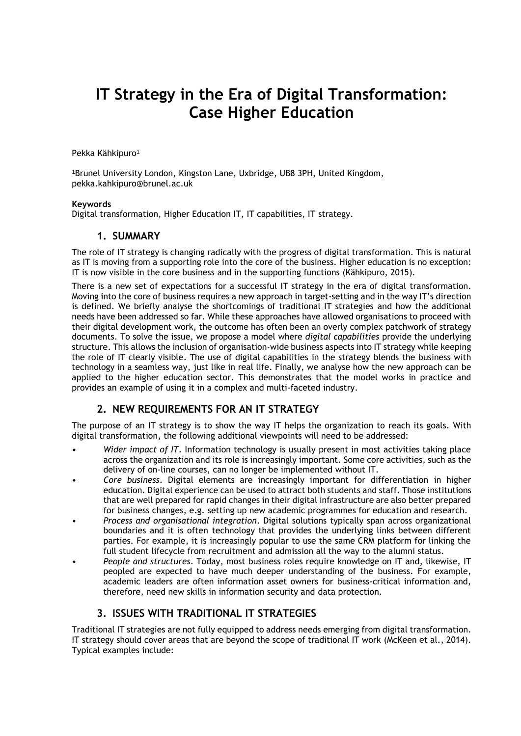# IT Strategy in the Era of Digital Transformation: Case Higher Education

Pekka Kähkipuro[1]

[1]Brunel University London, Kingston Lane, Uxbridge, UB8 3PH, United Kingdom, pekka.kahkipuro@brunel.ac.uk

**Keywords**

Digital transformation, Higher Education IT, IT capabilities, IT strategy.

## 1. SUMMARY

The role of IT strategy is changing radically with the progress of digital transformation. This is natural as IT is moving from a supporting role into the core of the business. Higher education is no exception: IT is now visible in the core business and in the supporting functions (Kähkipuro, 2015).

There is a new set of expectations for a successful IT strategy in the era of digital transformation. Moving into the core of business requires a new approach in target-setting and in the way IT's direction is defined. We briefly analyse the shortcomings of traditional IT strategies and how the additional needs have been addressed so far. While these approaches have allowed organisations to proceed with their digital development work, the outcome has often been an overly complex patchwork of strategy documents. To solve the issue, we propose a model where *digital capabilities* provide the underlying structure. This allows the inclusion of organisation-wide business aspects into IT strategy while keeping the role of IT clearly visible. The use of digital capabilities in the strategy blends the business with technology in a seamless way, just like in real life. Finally, we analyse how the new approach can be applied to the higher education sector. This demonstrates that the model works in practice and provides an example of using it in a complex and multi-faceted industry.

## 2. NEW REQUIREMENTS FOR AN IT STRATEGY

The purpose of an IT strategy is to show the way IT helps the organization to reach its goals. With digital transformation, the following additional viewpoints will need to be addressed:

- *Wider impact of IT*. Information technology is usually present in most activities taking place across the organization and its role is increasingly important. Some core activities, such as the delivery of on-line courses, can no longer be implemented without IT.
- *Core business*. Digital elements are increasingly important for differentiation in higher education. Digital experience can be used to attract both students and staff. Those institutions that are well prepared for rapid changes in their digital infrastructure are also better prepared for business changes, e.g. setting up new academic programmes for education and research.
- *Process and organisational integration*. Digital solutions typically span across organizational boundaries and it is often technology that provides the underlying links between different parties. For example, it is increasingly popular to use the same CRM platform for linking the full student lifecycle from recruitment and admission all the way to the alumni status.
- *People and structures*. Today, most business roles require knowledge on IT and, likewise, IT peopled are expected to have much deeper understanding of the business. For example, academic leaders are often information asset owners for business-critical information and, therefore, need new skills in information security and data protection.

## 3. ISSUES WITH TRADITIONAL IT STRATEGIES

Traditional IT strategies are not fully equipped to address needs emerging from digital transformation. IT strategy should cover areas that are beyond the scope of traditional IT work (McKeen et al., 2014). Typical examples include: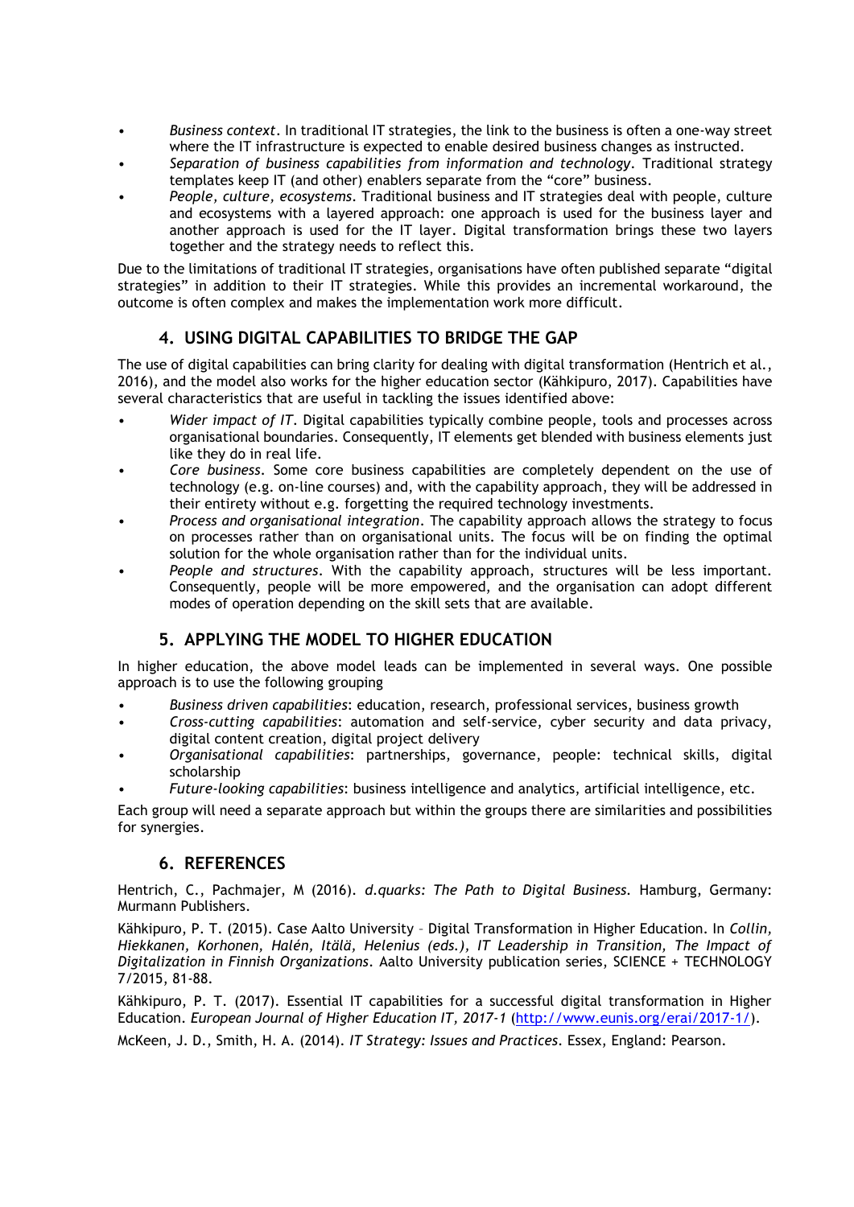- *Business context*. In traditional IT strategies, the link to the business is often a one-way street where the IT infrastructure is expected to enable desired business changes as instructed.
- *Separation of business capabilities from information and technology*. Traditional strategy templates keep IT (and other) enablers separate from the "core" business.
- *People, culture, ecosystems*. Traditional business and IT strategies deal with people, culture and ecosystems with a layered approach: one approach is used for the business layer and another approach is used for the IT layer. Digital transformation brings these two layers together and the strategy needs to reflect this.

Due to the limitations of traditional IT strategies, organisations have often published separate "digital strategies" in addition to their IT strategies. While this provides an incremental workaround, the outcome is often complex and makes the implementation work more difficult.

## 4. USING DIGITAL CAPABILITIES TO BRIDGE THE GAP

The use of digital capabilities can bring clarity for dealing with digital transformation (Hentrich et al., 2016), and the model also works for the higher education sector (Kähkipuro, 2017). Capabilities have several characteristics that are useful in tackling the issues identified above:

- *Wider impact of IT*. Digital capabilities typically combine people, tools and processes across organisational boundaries. Consequently, IT elements get blended with business elements just like they do in real life.
- *Core business*. Some core business capabilities are completely dependent on the use of technology (e.g. on-line courses) and, with the capability approach, they will be addressed in their entirety without e.g. forgetting the required technology investments.
- *Process and organisational integration*. The capability approach allows the strategy to focus on processes rather than on organisational units. The focus will be on finding the optimal solution for the whole organisation rather than for the individual units.
- *People and structures*. With the capability approach, structures will be less important. Consequently, people will be more empowered, and the organisation can adopt different modes of operation depending on the skill sets that are available.

## 5. APPLYING THE MODEL TO HIGHER EDUCATION

In higher education, the above model leads can be implemented in several ways. One possible approach is to use the following grouping

- *Business driven capabilities*: education, research, professional services, business growth
- *Cross-cutting capabilities*: automation and self-service, cyber security and data privacy, digital content creation, digital project delivery
- *Organisational capabilities*: partnerships, governance, people: technical skills, digital scholarship
- *Future-looking capabilities*: business intelligence and analytics, artificial intelligence, etc.

Each group will need a separate approach but within the groups there are similarities and possibilities for synergies.

## 6. REFERENCES

Hentrich, C., Pachmajer, M (2016). *d.quarks: The Path to Digital Business*. Hamburg, Germany: Murmann Publishers.

Kähkipuro, P. T. (2015). Case Aalto University – Digital Transformation in Higher Education. In *Collin, Hiekkanen, Korhonen, Halén, Itälä, Helenius (eds.), IT Leadership in Transition, The Impact of Digitalization in Finnish Organizations*. Aalto University publication series, SCIENCE + TECHNOLOGY 7/2015, 81-88.

Kähkipuro, P. T. (2017). Essential IT capabilities for a successful digital transformation in Higher Education. *European Journal of Higher Education IT, 2017-1* (http://www.eunis.org/erai/2017-1/).

McKeen, J. D., Smith, H. A. (2014). *IT Strategy: Issues and Practices*. Essex, England: Pearson.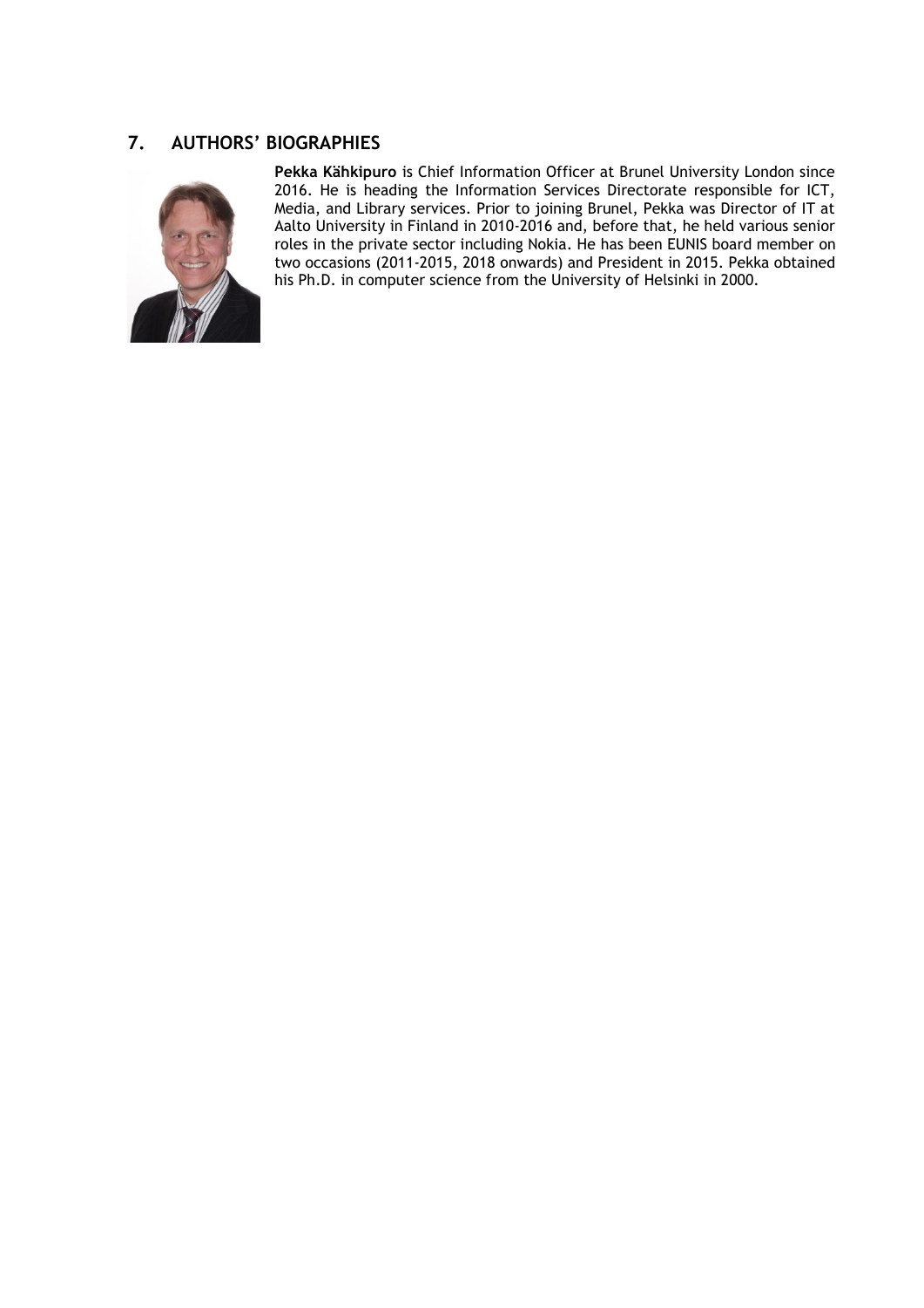## 7. AUTHORS' BIOGRAPHIES

**Pekka Kähkipuro** is Chief Information Officer at Brunel University London since 2016. He is heading the Information Services Directorate responsible for ICT, Media, and Library services. Prior to joining Brunel, Pekka was Director of IT at Aalto University in Finland in 2010-2016 and, before that, he held various senior roles in the private sector including Nokia. He has been EUNIS board member on two occasions (2011-2015, 2018 onwards) and President in 2015. Pekka obtained his Ph.D. in computer science from the University of Helsinki in 2000.